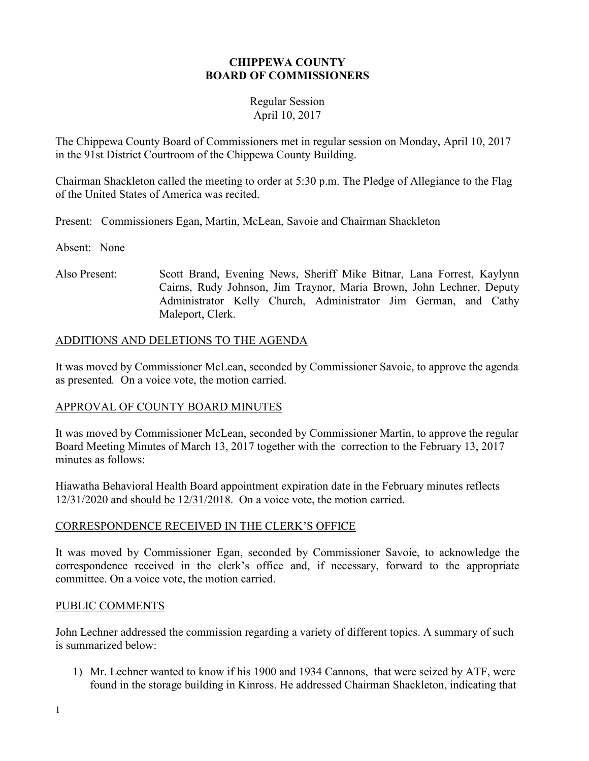# CHIPPEWA COUNTY
# BOARD OF COMMISSIONERS

Regular Session
April 10, 2017

The Chippewa County Board of Commissioners met in regular session on Monday, April 10, 2017 in the 91st District Courtroom of the Chippewa County Building.

Chairman Shackleton called the meeting to order at 5:30 p.m. The Pledge of Allegiance to the Flag of the United States of America was recited.

Present: Commissioners Egan, Martin, McLean, Savoie and Chairman Shackleton

Absent: None

Also Present: Scott Brand, Evening News, Sheriff Mike Bitnar, Lana Forrest, Kaylynn Cairns, Rudy Johnson, Jim Traynor, Maria Brown, John Lechner, Deputy Administrator Kelly Church, Administrator Jim German, and Cathy Maleport, Clerk.

## ADDITIONS AND DELETIONS TO THE AGENDA

It was moved by Commissioner McLean, seconded by Commissioner Savoie, to approve the agenda as presented. On a voice vote, the motion carried.

## APPROVAL OF COUNTY BOARD MINUTES

It was moved by Commissioner McLean, seconded by Commissioner Martin, to approve the regular Board Meeting Minutes of March 13, 2017 together with the correction to the February 13, 2017 minutes as follows:

Hiawatha Behavioral Health Board appointment expiration date in the February minutes reflects 12/31/2020 and <u>should be 12/31/2018</u>. On a voice vote, the motion carried.

## CORRESPONDENCE RECEIVED IN THE CLERK'S OFFICE

It was moved by Commissioner Egan, seconded by Commissioner Savoie, to acknowledge the correspondence received in the clerk's office and, if necessary, forward to the appropriate committee. On a voice vote, the motion carried.

## PUBLIC COMMENTS

John Lechner addressed the commission regarding a variety of different topics. A summary of such is summarized below:

1) Mr. Lechner wanted to know if his 1900 and 1934 Cannons, that were seized by ATF, were found in the storage building in Kinross. He addressed Chairman Shackleton, indicating that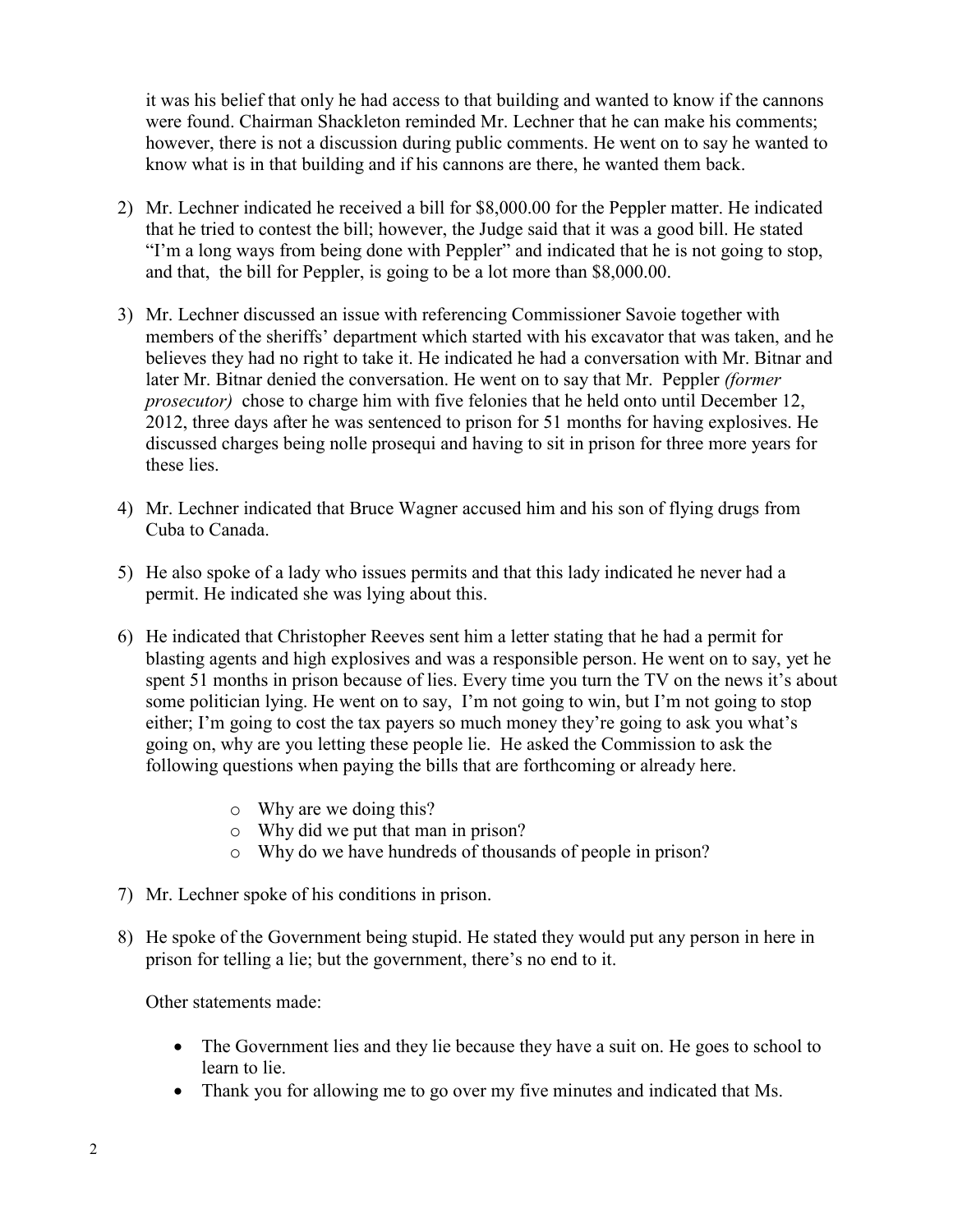it was his belief that only he had access to that building and wanted to know if the cannons were found. Chairman Shackleton reminded Mr. Lechner that he can make his comments; however, there is not a discussion during public comments. He went on to say he wanted to know what is in that building and if his cannons are there, he wanted them back.

2) Mr. Lechner indicated he received a bill for $8,000.00 for the Peppler matter. He indicated that he tried to contest the bill; however, the Judge said that it was a good bill. He stated "I'm a long ways from being done with Peppler" and indicated that he is not going to stop, and that, the bill for Peppler, is going to be a lot more than $8,000.00.

3) Mr. Lechner discussed an issue with referencing Commissioner Savoie together with members of the sheriffs' department which started with his excavator that was taken, and he believes they had no right to take it. He indicated he had a conversation with Mr. Bitnar and later Mr. Bitnar denied the conversation. He went on to say that Mr. Peppler *(former prosecutor)* chose to charge him with five felonies that he held onto until December 12, 2012, three days after he was sentenced to prison for 51 months for having explosives. He discussed charges being nolle prosequi and having to sit in prison for three more years for these lies.

4) Mr. Lechner indicated that Bruce Wagner accused him and his son of flying drugs from Cuba to Canada.

5) He also spoke of a lady who issues permits and that this lady indicated he never had a permit. He indicated she was lying about this.

6) He indicated that Christopher Reeves sent him a letter stating that he had a permit for blasting agents and high explosives and was a responsible person. He went on to say, yet he spent 51 months in prison because of lies. Every time you turn the TV on the news it's about some politician lying. He went on to say, I'm not going to win, but I'm not going to stop either; I'm going to cost the tax payers so much money they're going to ask you what's going on, why are you letting these people lie. He asked the Commission to ask the following questions when paying the bills that are forthcoming or already here.

   - Why are we doing this?
   - Why did we put that man in prison?
   - Why do we have hundreds of thousands of people in prison?

7) Mr. Lechner spoke of his conditions in prison.

8) He spoke of the Government being stupid. He stated they would put any person in here in prison for telling a lie; but the government, there's no end to it.

   Other statements made:

   - The Government lies and they lie because they have a suit on. He goes to school to learn to lie.
   - Thank you for allowing me to go over my five minutes and indicated that Ms.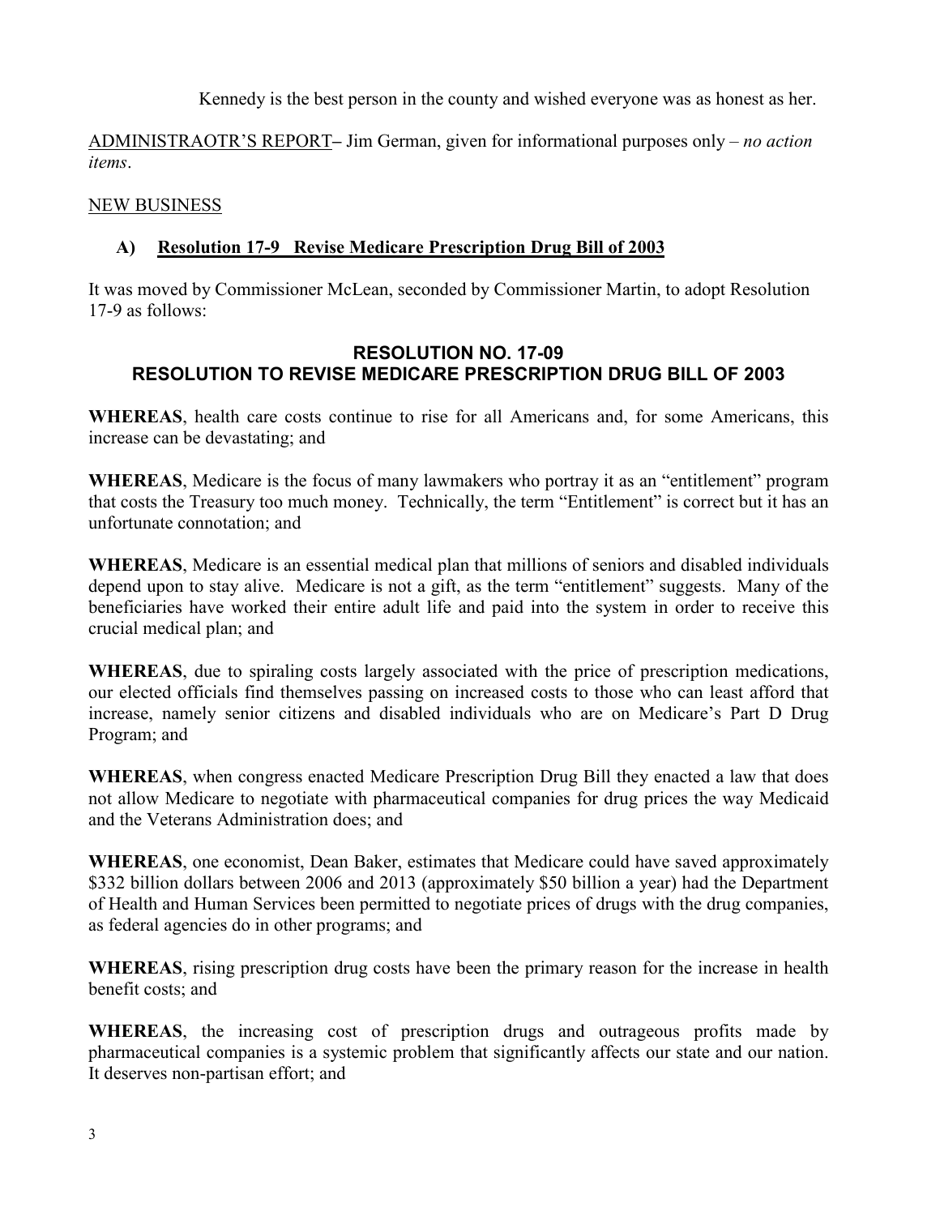Kennedy is the best person in the county and wished everyone was as honest as her.

ADMINISTRAOTR'S REPORT– Jim German, given for informational purposes only – *no action items*.

NEW BUSINESS

**A) Resolution 17-9 Revise Medicare Prescription Drug Bill of 2003**

It was moved by Commissioner McLean, seconded by Commissioner Martin, to adopt Resolution 17-9 as follows:

## RESOLUTION NO. 17-09
## RESOLUTION TO REVISE MEDICARE PRESCRIPTION DRUG BILL OF 2003

**WHEREAS**, health care costs continue to rise for all Americans and, for some Americans, this increase can be devastating; and

**WHEREAS**, Medicare is the focus of many lawmakers who portray it as an "entitlement" program that costs the Treasury too much money. Technically, the term "Entitlement" is correct but it has an unfortunate connotation; and

**WHEREAS**, Medicare is an essential medical plan that millions of seniors and disabled individuals depend upon to stay alive. Medicare is not a gift, as the term "entitlement" suggests. Many of the beneficiaries have worked their entire adult life and paid into the system in order to receive this crucial medical plan; and

**WHEREAS**, due to spiraling costs largely associated with the price of prescription medications, our elected officials find themselves passing on increased costs to those who can least afford that increase, namely senior citizens and disabled individuals who are on Medicare's Part D Drug Program; and

**WHEREAS**, when congress enacted Medicare Prescription Drug Bill they enacted a law that does not allow Medicare to negotiate with pharmaceutical companies for drug prices the way Medicaid and the Veterans Administration does; and

**WHEREAS**, one economist, Dean Baker, estimates that Medicare could have saved approximately $332 billion dollars between 2006 and 2013 (approximately $50 billion a year) had the Department of Health and Human Services been permitted to negotiate prices of drugs with the drug companies, as federal agencies do in other programs; and

**WHEREAS**, rising prescription drug costs have been the primary reason for the increase in health benefit costs; and

**WHEREAS**, the increasing cost of prescription drugs and outrageous profits made by pharmaceutical companies is a systemic problem that significantly affects our state and our nation. It deserves non-partisan effort; and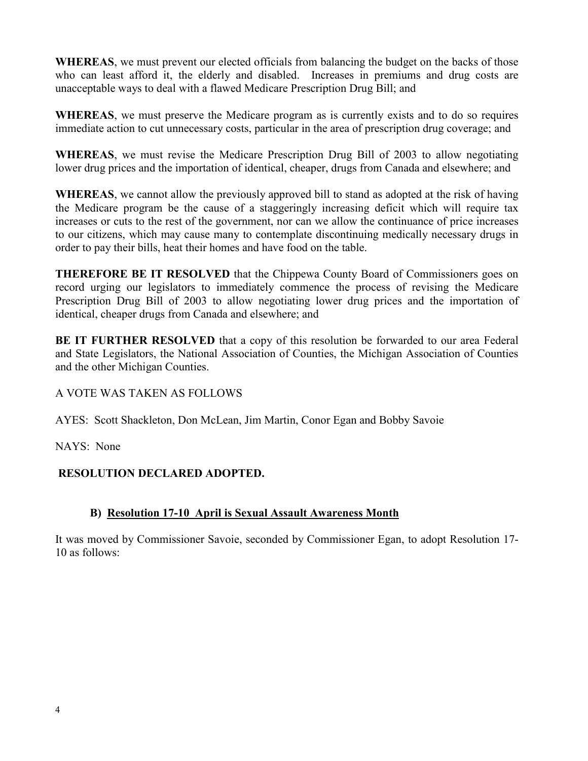**WHEREAS**, we must prevent our elected officials from balancing the budget on the backs of those who can least afford it, the elderly and disabled. Increases in premiums and drug costs are unacceptable ways to deal with a flawed Medicare Prescription Drug Bill; and

**WHEREAS**, we must preserve the Medicare program as is currently exists and to do so requires immediate action to cut unnecessary costs, particular in the area of prescription drug coverage; and

**WHEREAS**, we must revise the Medicare Prescription Drug Bill of 2003 to allow negotiating lower drug prices and the importation of identical, cheaper, drugs from Canada and elsewhere; and

**WHEREAS**, we cannot allow the previously approved bill to stand as adopted at the risk of having the Medicare program be the cause of a staggeringly increasing deficit which will require tax increases or cuts to the rest of the government, nor can we allow the continuance of price increases to our citizens, which may cause many to contemplate discontinuing medically necessary drugs in order to pay their bills, heat their homes and have food on the table.

**THEREFORE BE IT RESOLVED** that the Chippewa County Board of Commissioners goes on record urging our legislators to immediately commence the process of revising the Medicare Prescription Drug Bill of 2003 to allow negotiating lower drug prices and the importation of identical, cheaper drugs from Canada and elsewhere; and

**BE IT FURTHER RESOLVED** that a copy of this resolution be forwarded to our area Federal and State Legislators, the National Association of Counties, the Michigan Association of Counties and the other Michigan Counties.

A VOTE WAS TAKEN AS FOLLOWS

AYES: Scott Shackleton, Don McLean, Jim Martin, Conor Egan and Bobby Savoie

NAYS: None

**RESOLUTION DECLARED ADOPTED.**

### B) Resolution 17-10 April is Sexual Assault Awareness Month

It was moved by Commissioner Savoie, seconded by Commissioner Egan, to adopt Resolution 17-10 as follows: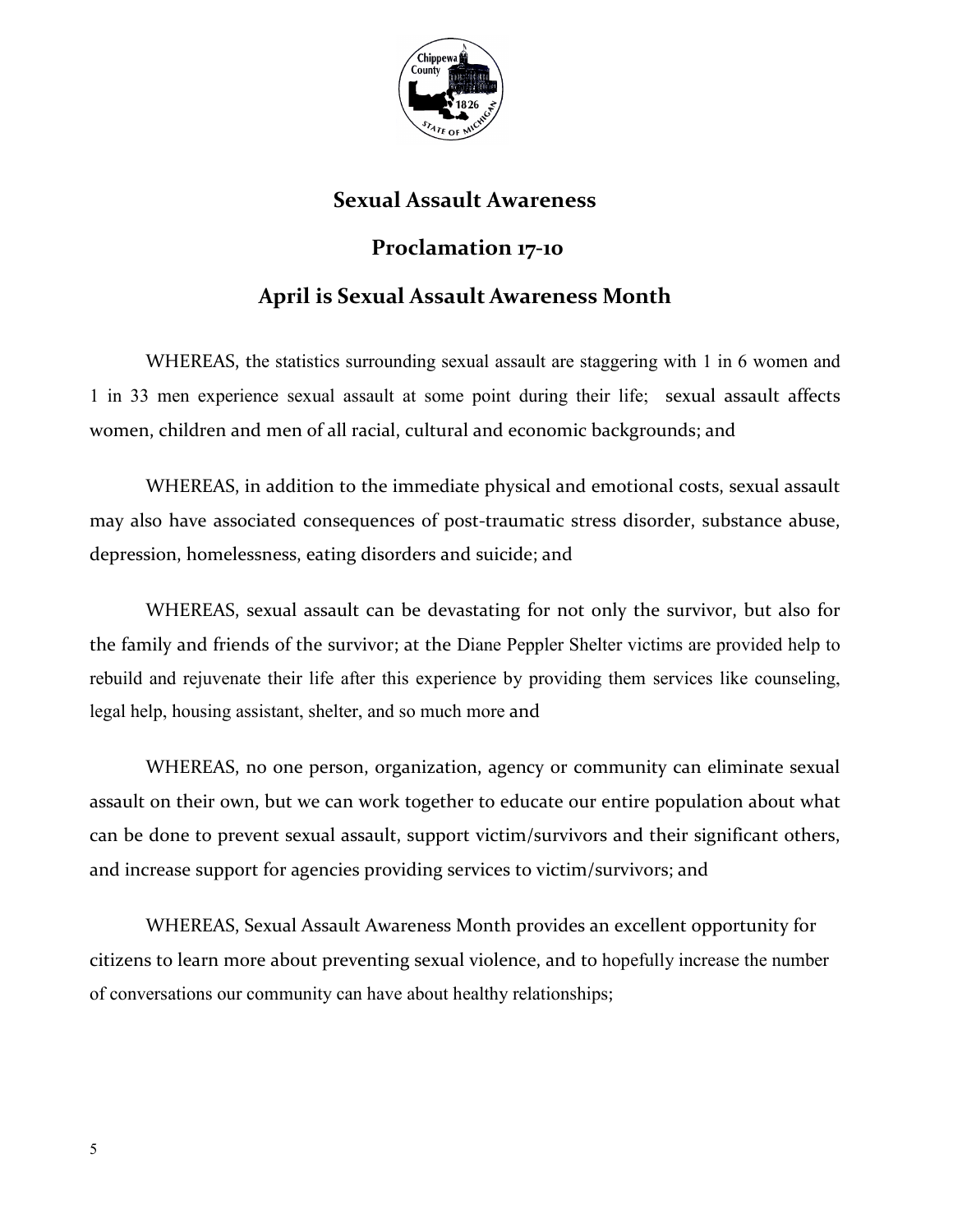## Sexual Assault Awareness

## Proclamation 17-10

## April is Sexual Assault Awareness Month

WHEREAS, the statistics surrounding sexual assault are staggering with 1 in 6 women and 1 in 33 men experience sexual assault at some point during their life; sexual assault affects women, children and men of all racial, cultural and economic backgrounds; and

WHEREAS, in addition to the immediate physical and emotional costs, sexual assault may also have associated consequences of post-traumatic stress disorder, substance abuse, depression, homelessness, eating disorders and suicide; and

WHEREAS, sexual assault can be devastating for not only the survivor, but also for the family and friends of the survivor; at the Diane Peppler Shelter victims are provided help to rebuild and rejuvenate their life after this experience by providing them services like counseling, legal help, housing assistant, shelter, and so much more and

WHEREAS, no one person, organization, agency or community can eliminate sexual assault on their own, but we can work together to educate our entire population about what can be done to prevent sexual assault, support victim/survivors and their significant others, and increase support for agencies providing services to victim/survivors; and

WHEREAS, Sexual Assault Awareness Month provides an excellent opportunity for citizens to learn more about preventing sexual violence, and to hopefully increase the number of conversations our community can have about healthy relationships;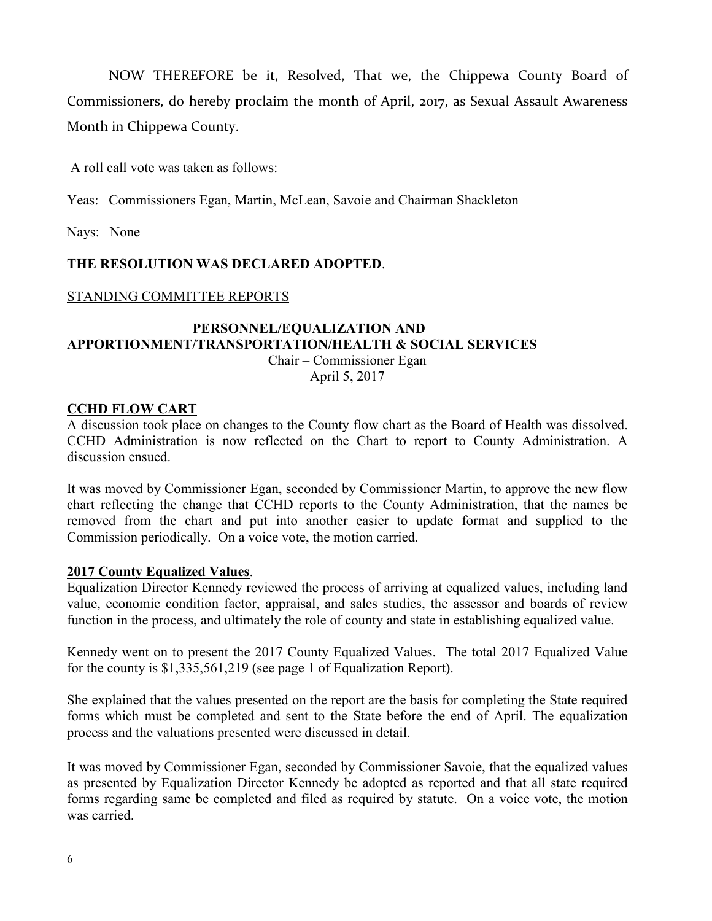NOW THEREFORE be it, Resolved, That we, the Chippewa County Board of Commissioners, do hereby proclaim the month of April, 2017, as Sexual Assault Awareness Month in Chippewa County.

A roll call vote was taken as follows:

Yeas: Commissioners Egan, Martin, McLean, Savoie and Chairman Shackleton

Nays: None

**THE RESOLUTION WAS DECLARED ADOPTED**.

STANDING COMMITTEE REPORTS

**PERSONNEL/EQUALIZATION AND APPORTIONMENT/TRANSPORTATION/HEALTH & SOCIAL SERVICES**

Chair – Commissioner Egan

April 5, 2017

**CCHD FLOW CART**

A discussion took place on changes to the County flow chart as the Board of Health was dissolved. CCHD Administration is now reflected on the Chart to report to County Administration. A discussion ensued.

It was moved by Commissioner Egan, seconded by Commissioner Martin, to approve the new flow chart reflecting the change that CCHD reports to the County Administration, that the names be removed from the chart and put into another easier to update format and supplied to the Commission periodically. On a voice vote, the motion carried.

**2017 County Equalized Values**.

Equalization Director Kennedy reviewed the process of arriving at equalized values, including land value, economic condition factor, appraisal, and sales studies, the assessor and boards of review function in the process, and ultimately the role of county and state in establishing equalized value.

Kennedy went on to present the 2017 County Equalized Values. The total 2017 Equalized Value for the county is $1,335,561,219 (see page 1 of Equalization Report).

She explained that the values presented on the report are the basis for completing the State required forms which must be completed and sent to the State before the end of April. The equalization process and the valuations presented were discussed in detail.

It was moved by Commissioner Egan, seconded by Commissioner Savoie, that the equalized values as presented by Equalization Director Kennedy be adopted as reported and that all state required forms regarding same be completed and filed as required by statute. On a voice vote, the motion was carried.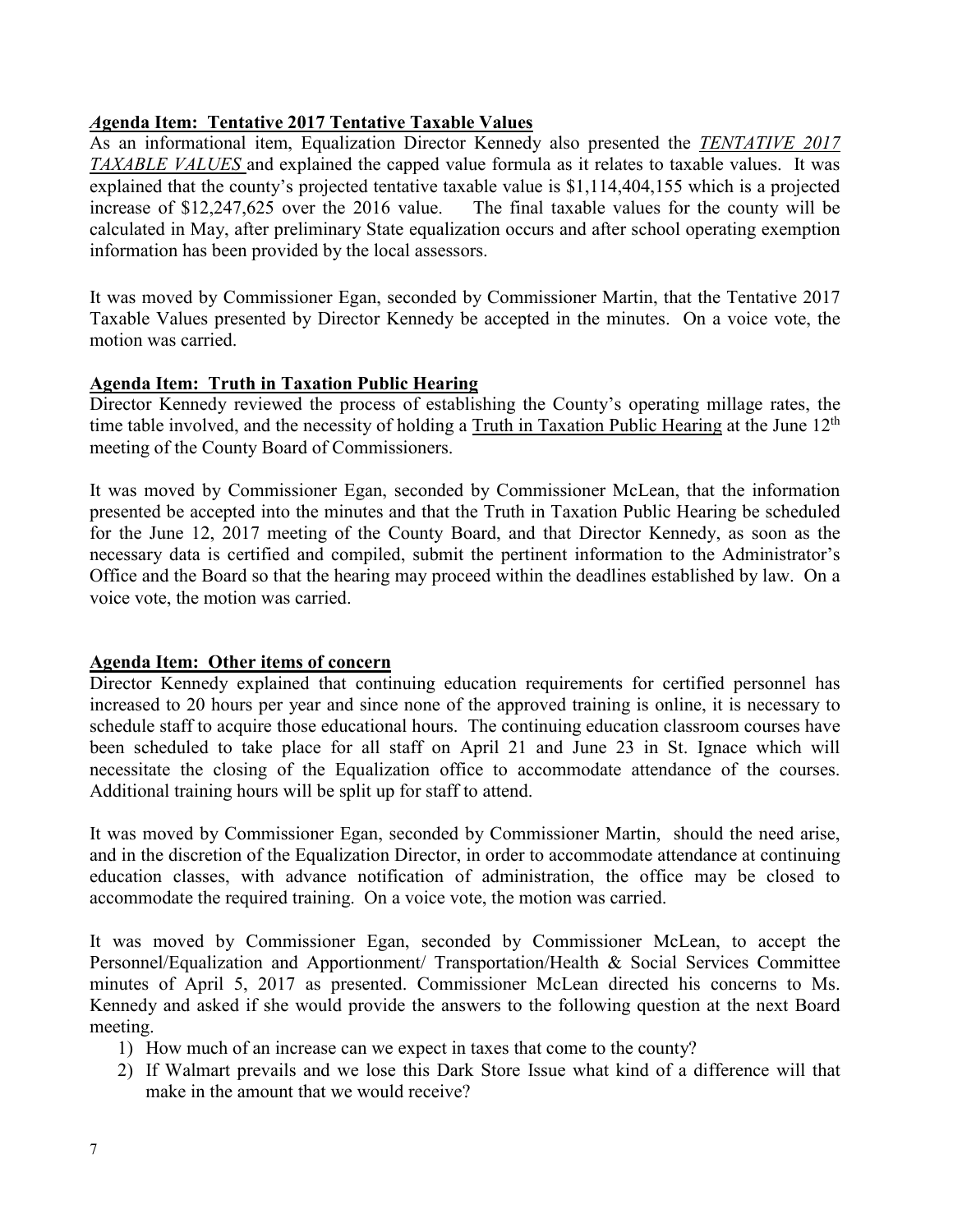**Agenda Item: Tentative 2017 Tentative Taxable Values**

As an informational item, Equalization Director Kennedy also presented the *TENTATIVE 2017 TAXABLE VALUES* and explained the capped value formula as it relates to taxable values. It was explained that the county's projected tentative taxable value is $1,114,404,155 which is a projected increase of $12,247,625 over the 2016 value. The final taxable values for the county will be calculated in May, after preliminary State equalization occurs and after school operating exemption information has been provided by the local assessors.

It was moved by Commissioner Egan, seconded by Commissioner Martin, that the Tentative 2017 Taxable Values presented by Director Kennedy be accepted in the minutes. On a voice vote, the motion was carried.

**Agenda Item: Truth in Taxation Public Hearing**

Director Kennedy reviewed the process of establishing the County's operating millage rates, the time table involved, and the necessity of holding a Truth in Taxation Public Hearing at the June 12th meeting of the County Board of Commissioners.

It was moved by Commissioner Egan, seconded by Commissioner McLean, that the information presented be accepted into the minutes and that the Truth in Taxation Public Hearing be scheduled for the June 12, 2017 meeting of the County Board, and that Director Kennedy, as soon as the necessary data is certified and compiled, submit the pertinent information to the Administrator's Office and the Board so that the hearing may proceed within the deadlines established by law. On a voice vote, the motion was carried.

**Agenda Item: Other items of concern**

Director Kennedy explained that continuing education requirements for certified personnel has increased to 20 hours per year and since none of the approved training is online, it is necessary to schedule staff to acquire those educational hours. The continuing education classroom courses have been scheduled to take place for all staff on April 21 and June 23 in St. Ignace which will necessitate the closing of the Equalization office to accommodate attendance of the courses. Additional training hours will be split up for staff to attend.

It was moved by Commissioner Egan, seconded by Commissioner Martin, should the need arise, and in the discretion of the Equalization Director, in order to accommodate attendance at continuing education classes, with advance notification of administration, the office may be closed to accommodate the required training. On a voice vote, the motion was carried.

It was moved by Commissioner Egan, seconded by Commissioner McLean, to accept the Personnel/Equalization and Apportionment/ Transportation/Health & Social Services Committee minutes of April 5, 2017 as presented. Commissioner McLean directed his concerns to Ms. Kennedy and asked if she would provide the answers to the following question at the next Board meeting.

1) How much of an increase can we expect in taxes that come to the county?
2) If Walmart prevails and we lose this Dark Store Issue what kind of a difference will that make in the amount that we would receive?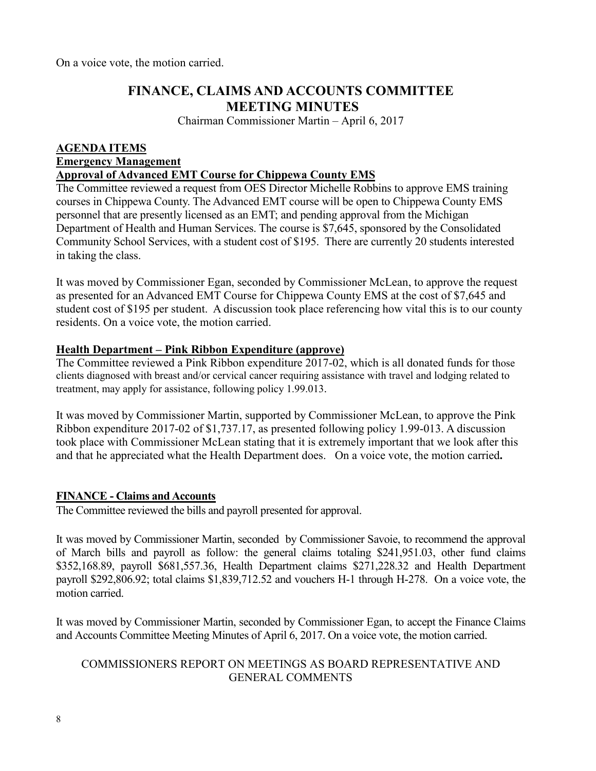On a voice vote, the motion carried.

# FINANCE, CLAIMS AND ACCOUNTS COMMITTEE MEETING MINUTES

Chairman Commissioner Martin – April 6, 2017

## AGENDA ITEMS

### Emergency Management

### Approval of Advanced EMT Course for Chippewa County EMS

The Committee reviewed a request from OES Director Michelle Robbins to approve EMS training courses in Chippewa County. The Advanced EMT course will be open to Chippewa County EMS personnel that are presently licensed as an EMT; and pending approval from the Michigan Department of Health and Human Services. The course is $7,645, sponsored by the Consolidated Community School Services, with a student cost of $195. There are currently 20 students interested in taking the class.

It was moved by Commissioner Egan, seconded by Commissioner McLean, to approve the request as presented for an Advanced EMT Course for Chippewa County EMS at the cost of $7,645 and student cost of $195 per student. A discussion took place referencing how vital this is to our county residents. On a voice vote, the motion carried.

### Health Department – Pink Ribbon Expenditure (approve)

The Committee reviewed a Pink Ribbon expenditure 2017-02, which is all donated funds for those clients diagnosed with breast and/or cervical cancer requiring assistance with travel and lodging related to treatment, may apply for assistance, following policy 1.99.013.

It was moved by Commissioner Martin, supported by Commissioner McLean, to approve the Pink Ribbon expenditure 2017-02 of $1,737.17, as presented following policy 1.99-013. A discussion took place with Commissioner McLean stating that it is extremely important that we look after this and that he appreciated what the Health Department does. On a voice vote, the motion carried**.**

### FINANCE - Claims and Accounts

The Committee reviewed the bills and payroll presented for approval.

It was moved by Commissioner Martin, seconded by Commissioner Savoie, to recommend the approval of March bills and payroll as follow: the general claims totaling $241,951.03, other fund claims $352,168.89, payroll $681,557.36, Health Department claims $271,228.32 and Health Department payroll $292,806.92; total claims $1,839,712.52 and vouchers H-1 through H-278. On a voice vote, the motion carried.

It was moved by Commissioner Martin, seconded by Commissioner Egan, to accept the Finance Claims and Accounts Committee Meeting Minutes of April 6, 2017. On a voice vote, the motion carried.

COMMISSIONERS REPORT ON MEETINGS AS BOARD REPRESENTATIVE AND GENERAL COMMENTS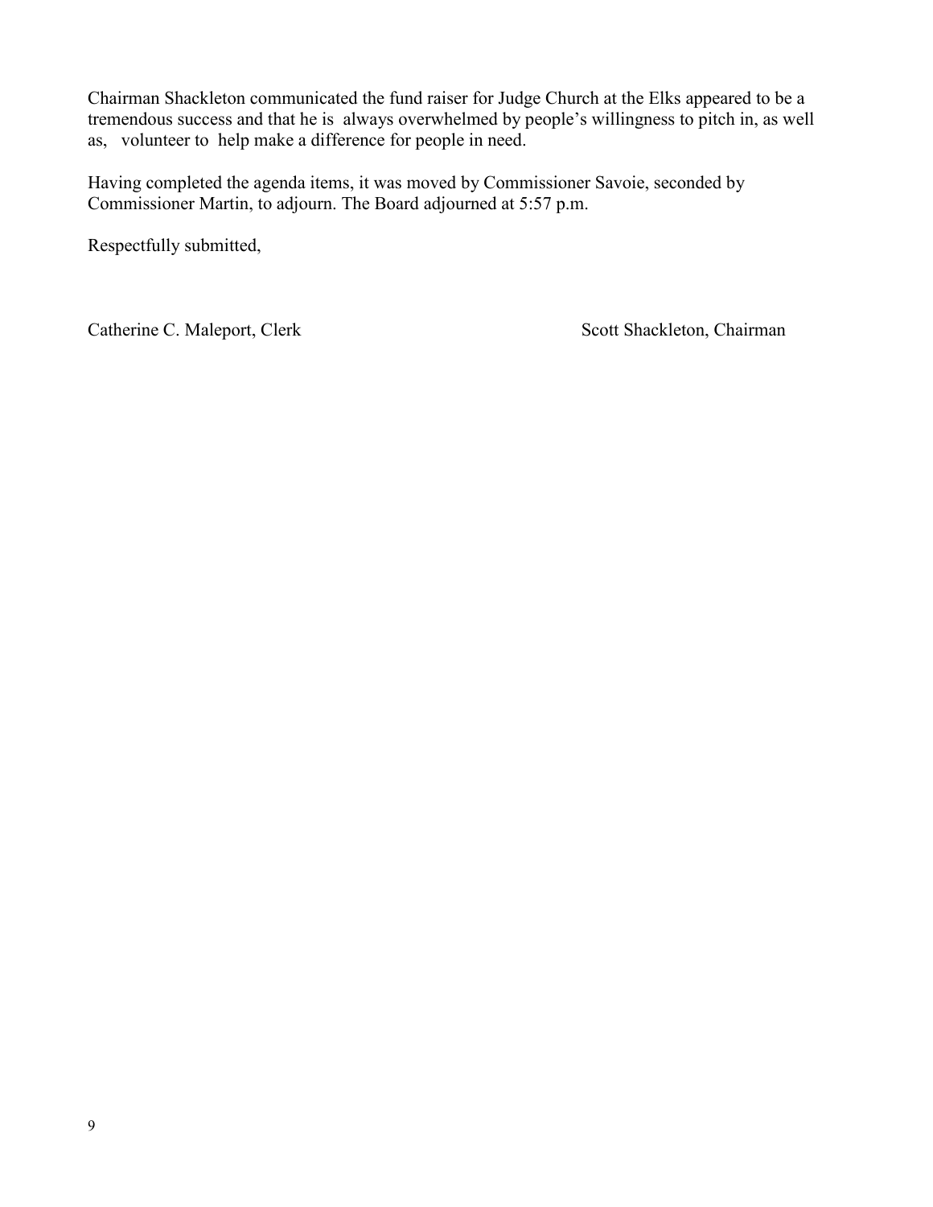Chairman Shackleton communicated the fund raiser for Judge Church at the Elks appeared to be a tremendous success and that he is always overwhelmed by people's willingness to pitch in, as well as, volunteer to help make a difference for people in need.

Having completed the agenda items, it was moved by Commissioner Savoie, seconded by Commissioner Martin, to adjourn. The Board adjourned at 5:57 p.m.

Respectfully submitted,

Catherine C. Maleport, Clerk

Scott Shackleton, Chairman